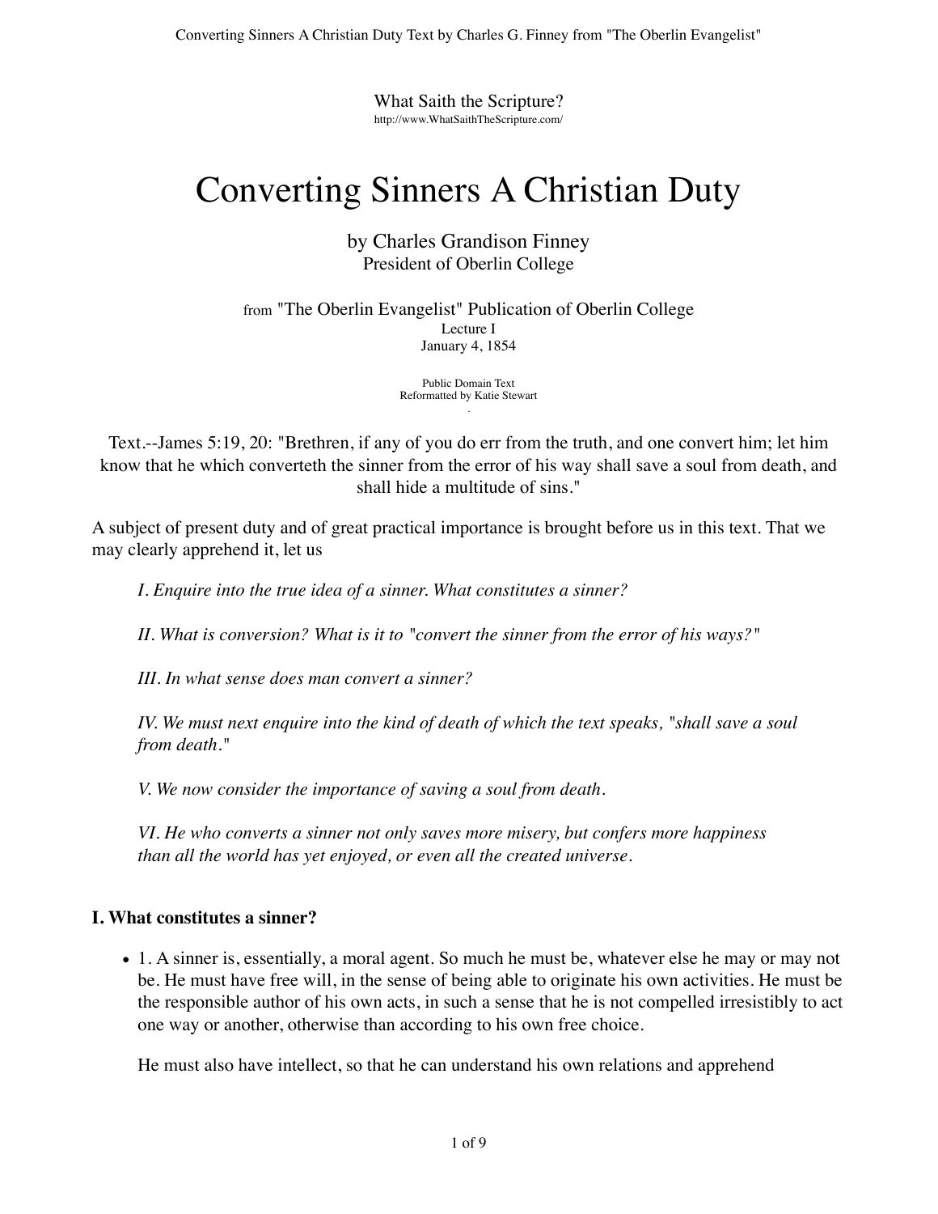What Saith the Scripture?
http://www.WhatSaithTheScripture.com/

# Converting Sinners A Christian Duty

by Charles Grandison Finney
President of Oberlin College

from "The Oberlin Evangelist" Publication of Oberlin College
Lecture I
January 4, 1854

Public Domain Text
Reformatted by Katie Stewart

Text.--James 5:19, 20: "Brethren, if any of you do err from the truth, and one convert him; let him know that he which converteth the sinner from the error of his way shall save a soul from death, and shall hide a multitude of sins."

A subject of present duty and of great practical importance is brought before us in this text. That we may clearly apprehend it, let us

*I. Enquire into the true idea of a sinner. What constitutes a sinner?*

*II. What is conversion? What is it to "convert the sinner from the error of his ways?"*

*III. In what sense does man convert a sinner?*

*IV. We must next enquire into the kind of death of which the text speaks, "shall save a soul from death."*

*V. We now consider the importance of saving a soul from death.*

*VI. He who converts a sinner not only saves more misery, but confers more happiness than all the world has yet enjoyed, or even all the created universe.*

### I. What constitutes a sinner?

- 1. A sinner is, essentially, a moral agent. So much he must be, whatever else he may or may not be. He must have free will, in the sense of being able to originate his own activities. He must be the responsible author of his own acts, in such a sense that he is not compelled irresistibly to act one way or another, otherwise than according to his own free choice.

  He must also have intellect, so that he can understand his own relations and apprehend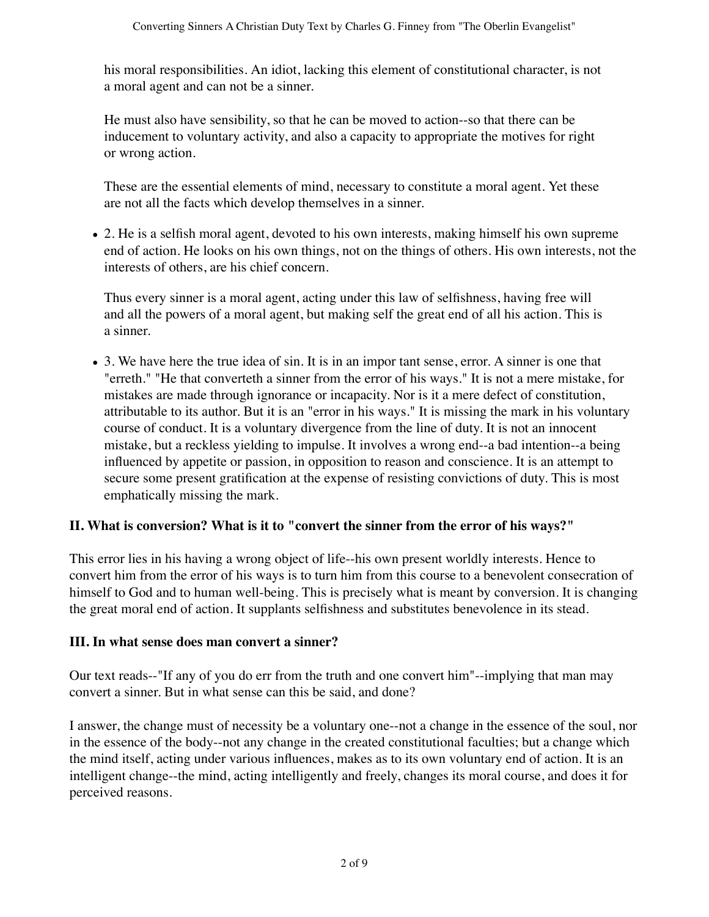his moral responsibilities. An idiot, lacking this element of constitutional character, is not a moral agent and can not be a sinner.

He must also have sensibility, so that he can be moved to action--so that there can be inducement to voluntary activity, and also a capacity to appropriate the motives for right or wrong action.

These are the essential elements of mind, necessary to constitute a moral agent. Yet these are not all the facts which develop themselves in a sinner.

- 2. He is a selfish moral agent, devoted to his own interests, making himself his own supreme end of action. He looks on his own things, not on the things of others. His own interests, not the interests of others, are his chief concern.

  Thus every sinner is a moral agent, acting under this law of selfishness, having free will and all the powers of a moral agent, but making self the great end of all his action. This is a sinner.

- 3. We have here the true idea of sin. It is in an impor tant sense, error. A sinner is one that "erreth." "He that converteth a sinner from the error of his ways." It is not a mere mistake, for mistakes are made through ignorance or incapacity. Nor is it a mere defect of constitution, attributable to its author. But it is an "error in his ways." It is missing the mark in his voluntary course of conduct. It is a voluntary divergence from the line of duty. It is not an innocent mistake, but a reckless yielding to impulse. It involves a wrong end--a bad intention--a being influenced by appetite or passion, in opposition to reason and conscience. It is an attempt to secure some present gratification at the expense of resisting convictions of duty. This is most emphatically missing the mark.

### II. What is conversion? What is it to "convert the sinner from the error of his ways?"

This error lies in his having a wrong object of life--his own present worldly interests. Hence to convert him from the error of his ways is to turn him from this course to a benevolent consecration of himself to God and to human well-being. This is precisely what is meant by conversion. It is changing the great moral end of action. It supplants selfishness and substitutes benevolence in its stead.

### III. In what sense does man convert a sinner?

Our text reads--"If any of you do err from the truth and one convert him"--implying that man may convert a sinner. But in what sense can this be said, and done?

I answer, the change must of necessity be a voluntary one--not a change in the essence of the soul, nor in the essence of the body--not any change in the created constitutional faculties; but a change which the mind itself, acting under various influences, makes as to its own voluntary end of action. It is an intelligent change--the mind, acting intelligently and freely, changes its moral course, and does it for perceived reasons.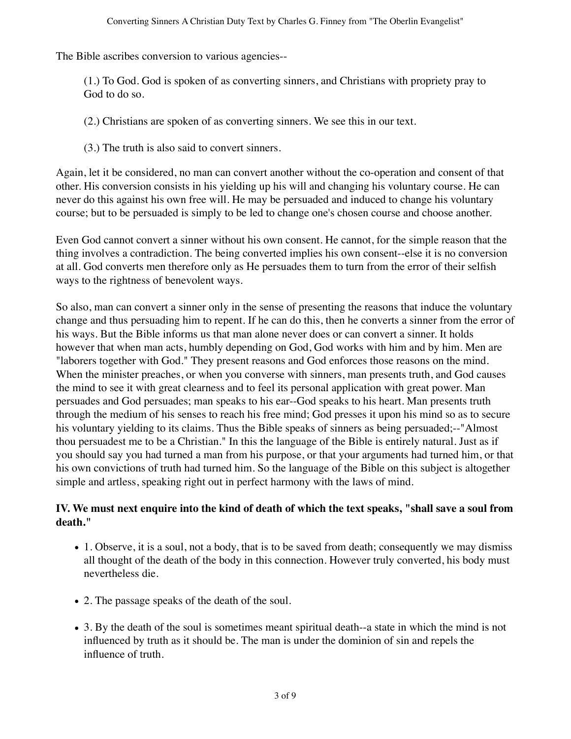The Bible ascribes conversion to various agencies--

> (1.) To God. God is spoken of as converting sinners, and Christians with propriety pray to God to do so.
>
> (2.) Christians are spoken of as converting sinners. We see this in our text.
>
> (3.) The truth is also said to convert sinners.

Again, let it be considered, no man can convert another without the co-operation and consent of that other. His conversion consists in his yielding up his will and changing his voluntary course. He can never do this against his own free will. He may be persuaded and induced to change his voluntary course; but to be persuaded is simply to be led to change one's chosen course and choose another.

Even God cannot convert a sinner without his own consent. He cannot, for the simple reason that the thing involves a contradiction. The being converted implies his own consent--else it is no conversion at all. God converts men therefore only as He persuades them to turn from the error of their selfish ways to the rightness of benevolent ways.

So also, man can convert a sinner only in the sense of presenting the reasons that induce the voluntary change and thus persuading him to repent. If he can do this, then he converts a sinner from the error of his ways. But the Bible informs us that man alone never does or can convert a sinner. It holds however that when man acts, humbly depending on God, God works with him and by him. Men are "laborers together with God." They present reasons and God enforces those reasons on the mind. When the minister preaches, or when you converse with sinners, man presents truth, and God causes the mind to see it with great clearness and to feel its personal application with great power. Man persuades and God persuades; man speaks to his ear--God speaks to his heart. Man presents truth through the medium of his senses to reach his free mind; God presses it upon his mind so as to secure his voluntary yielding to its claims. Thus the Bible speaks of sinners as being persuaded;--"Almost thou persuadest me to be a Christian." In this the language of the Bible is entirely natural. Just as if you should say you had turned a man from his purpose, or that your arguments had turned him, or that his own convictions of truth had turned him. So the language of the Bible on this subject is altogether simple and artless, speaking right out in perfect harmony with the laws of mind.

**IV. We must next enquire into the kind of death of which the text speaks, "shall save a soul from death."**

- 1. Observe, it is a soul, not a body, that is to be saved from death; consequently we may dismiss all thought of the death of the body in this connection. However truly converted, his body must nevertheless die.
- 2. The passage speaks of the death of the soul.
- 3. By the death of the soul is sometimes meant spiritual death--a state in which the mind is not influenced by truth as it should be. The man is under the dominion of sin and repels the influence of truth.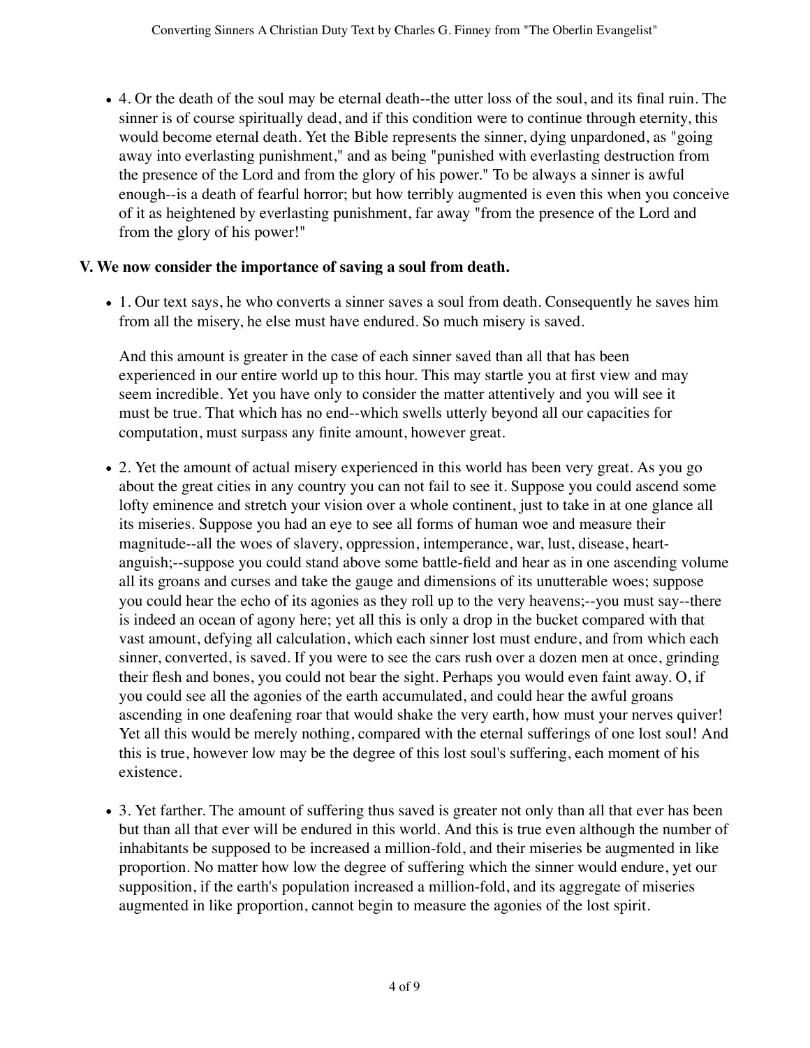- 4. Or the death of the soul may be eternal death--the utter loss of the soul, and its final ruin. The sinner is of course spiritually dead, and if this condition were to continue through eternity, this would become eternal death. Yet the Bible represents the sinner, dying unpardoned, as "going away into everlasting punishment," and as being "punished with everlasting destruction from the presence of the Lord and from the glory of his power." To be always a sinner is awful enough--is a death of fearful horror; but how terribly augmented is even this when you conceive of it as heightened by everlasting punishment, far away "from the presence of the Lord and from the glory of his power!"

**V. We now consider the importance of saving a soul from death.**

- 1. Our text says, he who converts a sinner saves a soul from death. Consequently he saves him from all the misery, he else must have endured. So much misery is saved.

  And this amount is greater in the case of each sinner saved than all that has been experienced in our entire world up to this hour. This may startle you at first view and may seem incredible. Yet you have only to consider the matter attentively and you will see it must be true. That which has no end--which swells utterly beyond all our capacities for computation, must surpass any finite amount, however great.

- 2. Yet the amount of actual misery experienced in this world has been very great. As you go about the great cities in any country you can not fail to see it. Suppose you could ascend some lofty eminence and stretch your vision over a whole continent, just to take in at one glance all its miseries. Suppose you had an eye to see all forms of human woe and measure their magnitude--all the woes of slavery, oppression, intemperance, war, lust, disease, heart-anguish;--suppose you could stand above some battle-field and hear as in one ascending volume all its groans and curses and take the gauge and dimensions of its unutterable woes; suppose you could hear the echo of its agonies as they roll up to the very heavens;--you must say--there is indeed an ocean of agony here; yet all this is only a drop in the bucket compared with that vast amount, defying all calculation, which each sinner lost must endure, and from which each sinner, converted, is saved. If you were to see the cars rush over a dozen men at once, grinding their flesh and bones, you could not bear the sight. Perhaps you would even faint away. O, if you could see all the agonies of the earth accumulated, and could hear the awful groans ascending in one deafening roar that would shake the very earth, how must your nerves quiver! Yet all this would be merely nothing, compared with the eternal sufferings of one lost soul! And this is true, however low may be the degree of this lost soul's suffering, each moment of his existence.

- 3. Yet farther. The amount of suffering thus saved is greater not only than all that ever has been but than all that ever will be endured in this world. And this is true even although the number of inhabitants be supposed to be increased a million-fold, and their miseries be augmented in like proportion. No matter how low the degree of suffering which the sinner would endure, yet our supposition, if the earth's population increased a million-fold, and its aggregate of miseries augmented in like proportion, cannot begin to measure the agonies of the lost spirit.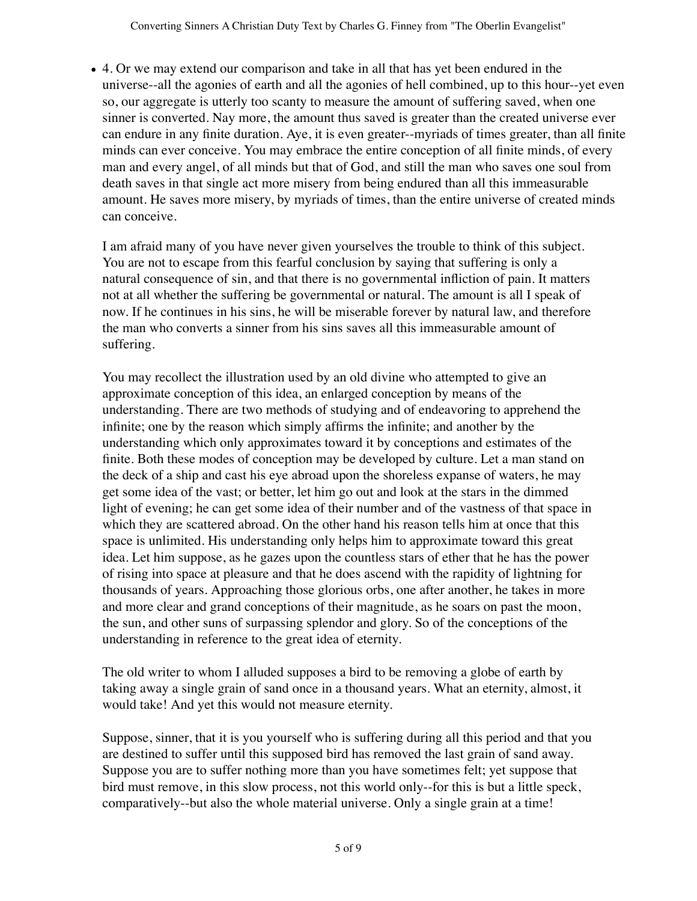- 4. Or we may extend our comparison and take in all that has yet been endured in the universe--all the agonies of earth and all the agonies of hell combined, up to this hour--yet even so, our aggregate is utterly too scanty to measure the amount of suffering saved, when one sinner is converted. Nay more, the amount thus saved is greater than the created universe ever can endure in any finite duration. Aye, it is even greater--myriads of times greater, than all finite minds can ever conceive. You may embrace the entire conception of all finite minds, of every man and every angel, of all minds but that of God, and still the man who saves one soul from death saves in that single act more misery from being endured than all this immeasurable amount. He saves more misery, by myriads of times, than the entire universe of created minds can conceive.

  I am afraid many of you have never given yourselves the trouble to think of this subject. You are not to escape from this fearful conclusion by saying that suffering is only a natural consequence of sin, and that there is no governmental infliction of pain. It matters not at all whether the suffering be governmental or natural. The amount is all I speak of now. If he continues in his sins, he will be miserable forever by natural law, and therefore the man who converts a sinner from his sins saves all this immeasurable amount of suffering.

  You may recollect the illustration used by an old divine who attempted to give an approximate conception of this idea, an enlarged conception by means of the understanding. There are two methods of studying and of endeavoring to apprehend the infinite; one by the reason which simply affirms the infinite; and another by the understanding which only approximates toward it by conceptions and estimates of the finite. Both these modes of conception may be developed by culture. Let a man stand on the deck of a ship and cast his eye abroad upon the shoreless expanse of waters, he may get some idea of the vast; or better, let him go out and look at the stars in the dimmed light of evening; he can get some idea of their number and of the vastness of that space in which they are scattered abroad. On the other hand his reason tells him at once that this space is unlimited. His understanding only helps him to approximate toward this great idea. Let him suppose, as he gazes upon the countless stars of ether that he has the power of rising into space at pleasure and that he does ascend with the rapidity of lightning for thousands of years. Approaching those glorious orbs, one after another, he takes in more and more clear and grand conceptions of their magnitude, as he soars on past the moon, the sun, and other suns of surpassing splendor and glory. So of the conceptions of the understanding in reference to the great idea of eternity.

  The old writer to whom I alluded supposes a bird to be removing a globe of earth by taking away a single grain of sand once in a thousand years. What an eternity, almost, it would take! And yet this would not measure eternity.

  Suppose, sinner, that it is you yourself who is suffering during all this period and that you are destined to suffer until this supposed bird has removed the last grain of sand away. Suppose you are to suffer nothing more than you have sometimes felt; yet suppose that bird must remove, in this slow process, not this world only--for this is but a little speck, comparatively--but also the whole material universe. Only a single grain at a time!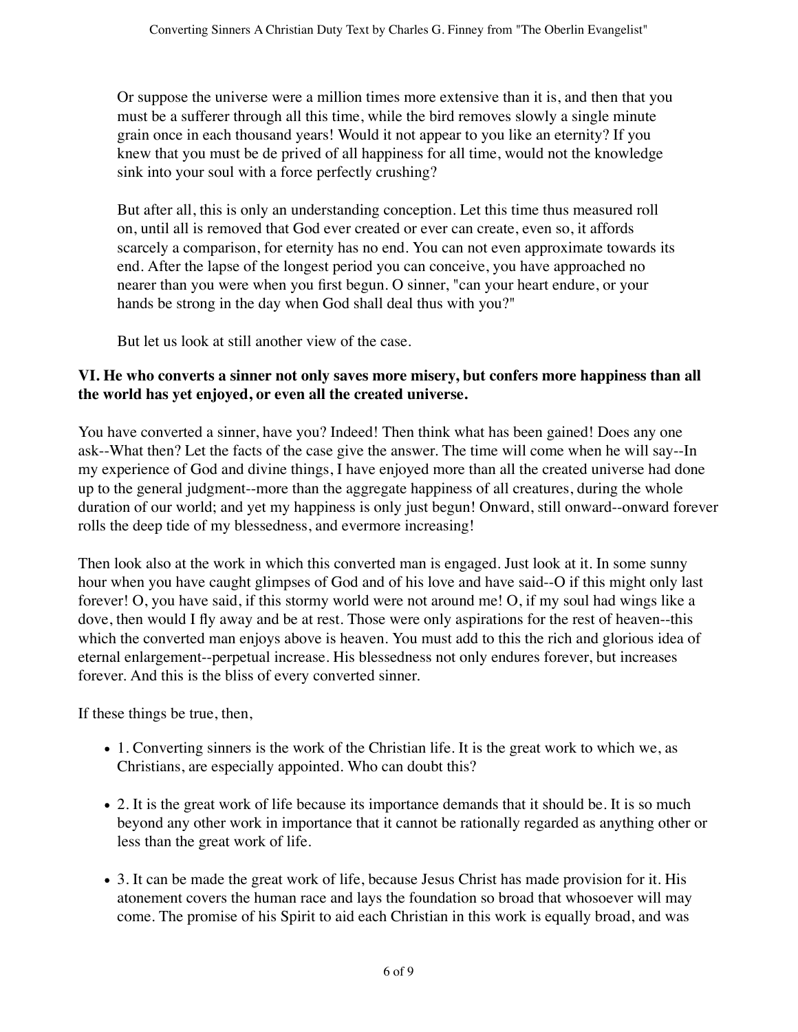Or suppose the universe were a million times more extensive than it is, and then that you must be a sufferer through all this time, while the bird removes slowly a single minute grain once in each thousand years! Would it not appear to you like an eternity? If you knew that you must be de prived of all happiness for all time, would not the knowledge sink into your soul with a force perfectly crushing?

But after all, this is only an understanding conception. Let this time thus measured roll on, until all is removed that God ever created or ever can create, even so, it affords scarcely a comparison, for eternity has no end. You can not even approximate towards its end. After the lapse of the longest period you can conceive, you have approached no nearer than you were when you first begun. O sinner, "can your heart endure, or your hands be strong in the day when God shall deal thus with you?"

But let us look at still another view of the case.

**VI. He who converts a sinner not only saves more misery, but confers more happiness than all the world has yet enjoyed, or even all the created universe.**

You have converted a sinner, have you? Indeed! Then think what has been gained! Does any one ask--What then? Let the facts of the case give the answer. The time will come when he will say--In my experience of God and divine things, I have enjoyed more than all the created universe had done up to the general judgment--more than the aggregate happiness of all creatures, during the whole duration of our world; and yet my happiness is only just begun! Onward, still onward--onward forever rolls the deep tide of my blessedness, and evermore increasing!

Then look also at the work in which this converted man is engaged. Just look at it. In some sunny hour when you have caught glimpses of God and of his love and have said--O if this might only last forever! O, you have said, if this stormy world were not around me! O, if my soul had wings like a dove, then would I fly away and be at rest. Those were only aspirations for the rest of heaven--this which the converted man enjoys above is heaven. You must add to this the rich and glorious idea of eternal enlargement--perpetual increase. His blessedness not only endures forever, but increases forever. And this is the bliss of every converted sinner.

If these things be true, then,

- 1. Converting sinners is the work of the Christian life. It is the great work to which we, as Christians, are especially appointed. Who can doubt this?
- 2. It is the great work of life because its importance demands that it should be. It is so much beyond any other work in importance that it cannot be rationally regarded as anything other or less than the great work of life.
- 3. It can be made the great work of life, because Jesus Christ has made provision for it. His atonement covers the human race and lays the foundation so broad that whosoever will may come. The promise of his Spirit to aid each Christian in this work is equally broad, and was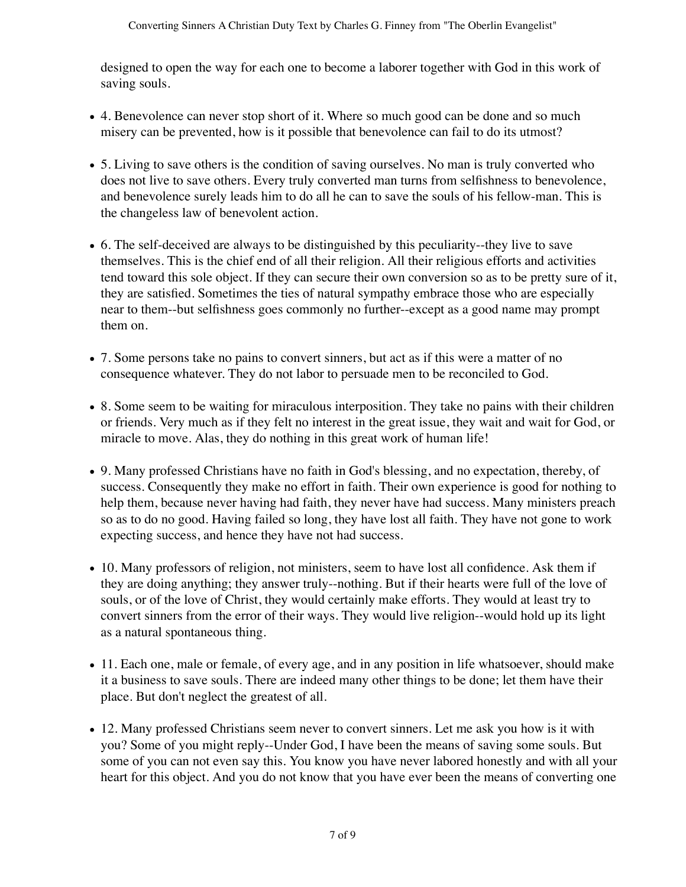designed to open the way for each one to become a laborer together with God in this work of saving souls.

- 4. Benevolence can never stop short of it. Where so much good can be done and so much misery can be prevented, how is it possible that benevolence can fail to do its utmost?

- 5. Living to save others is the condition of saving ourselves. No man is truly converted who does not live to save others. Every truly converted man turns from selfishness to benevolence, and benevolence surely leads him to do all he can to save the souls of his fellow-man. This is the changeless law of benevolent action.

- 6. The self-deceived are always to be distinguished by this peculiarity--they live to save themselves. This is the chief end of all their religion. All their religious efforts and activities tend toward this sole object. If they can secure their own conversion so as to be pretty sure of it, they are satisfied. Sometimes the ties of natural sympathy embrace those who are especially near to them--but selfishness goes commonly no further--except as a good name may prompt them on.

- 7. Some persons take no pains to convert sinners, but act as if this were a matter of no consequence whatever. They do not labor to persuade men to be reconciled to God.

- 8. Some seem to be waiting for miraculous interposition. They take no pains with their children or friends. Very much as if they felt no interest in the great issue, they wait and wait for God, or miracle to move. Alas, they do nothing in this great work of human life!

- 9. Many professed Christians have no faith in God's blessing, and no expectation, thereby, of success. Consequently they make no effort in faith. Their own experience is good for nothing to help them, because never having had faith, they never have had success. Many ministers preach so as to do no good. Having failed so long, they have lost all faith. They have not gone to work expecting success, and hence they have not had success.

- 10. Many professors of religion, not ministers, seem to have lost all confidence. Ask them if they are doing anything; they answer truly--nothing. But if their hearts were full of the love of souls, or of the love of Christ, they would certainly make efforts. They would at least try to convert sinners from the error of their ways. They would live religion--would hold up its light as a natural spontaneous thing.

- 11. Each one, male or female, of every age, and in any position in life whatsoever, should make it a business to save souls. There are indeed many other things to be done; let them have their place. But don't neglect the greatest of all.

- 12. Many professed Christians seem never to convert sinners. Let me ask you how is it with you? Some of you might reply--Under God, I have been the means of saving some souls. But some of you can not even say this. You know you have never labored honestly and with all your heart for this object. And you do not know that you have ever been the means of converting one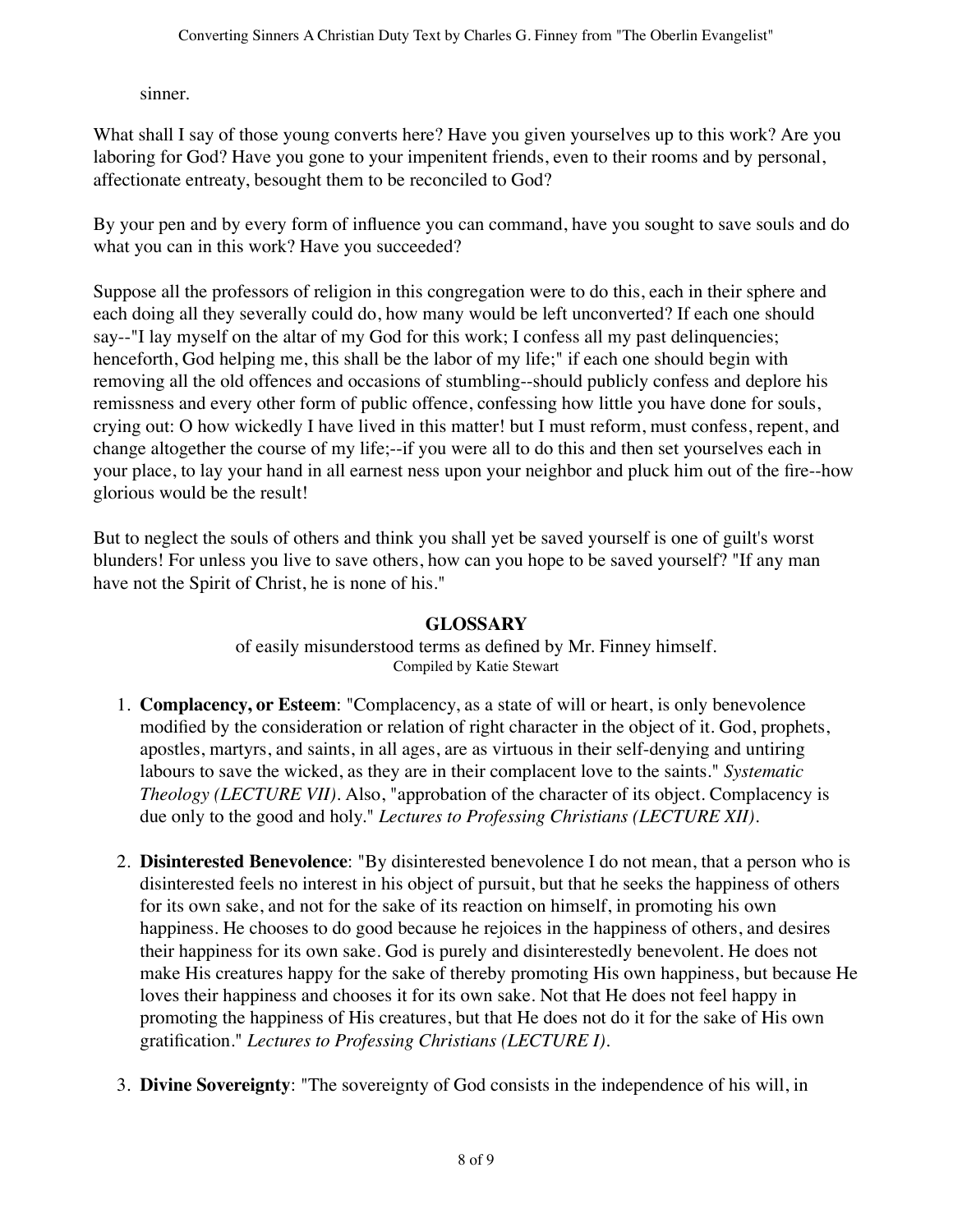sinner.

What shall I say of those young converts here? Have you given yourselves up to this work? Are you laboring for God? Have you gone to your impenitent friends, even to their rooms and by personal, affectionate entreaty, besought them to be reconciled to God?

By your pen and by every form of influence you can command, have you sought to save souls and do what you can in this work? Have you succeeded?

Suppose all the professors of religion in this congregation were to do this, each in their sphere and each doing all they severally could do, how many would be left unconverted? If each one should say--"I lay myself on the altar of my God for this work; I confess all my past delinquencies; henceforth, God helping me, this shall be the labor of my life;" if each one should begin with removing all the old offences and occasions of stumbling--should publicly confess and deplore his remissness and every other form of public offence, confessing how little you have done for souls, crying out: O how wickedly I have lived in this matter! but I must reform, must confess, repent, and change altogether the course of my life;--if you were all to do this and then set yourselves each in your place, to lay your hand in all earnest ness upon your neighbor and pluck him out of the fire--how glorious would be the result!

But to neglect the souls of others and think you shall yet be saved yourself is one of guilt's worst blunders! For unless you live to save others, how can you hope to be saved yourself? "If any man have not the Spirit of Christ, he is none of his."

## GLOSSARY

of easily misunderstood terms as defined by Mr. Finney himself.
Compiled by Katie Stewart

1. **Complacency, or Esteem**: "Complacency, as a state of will or heart, is only benevolence modified by the consideration or relation of right character in the object of it. God, prophets, apostles, martyrs, and saints, in all ages, are as virtuous in their self-denying and untiring labours to save the wicked, as they are in their complacent love to the saints." *Systematic Theology (LECTURE VII)*. Also, "approbation of the character of its object. Complacency is due only to the good and holy." *Lectures to Professing Christians (LECTURE XII)*.

2. **Disinterested Benevolence**: "By disinterested benevolence I do not mean, that a person who is disinterested feels no interest in his object of pursuit, but that he seeks the happiness of others for its own sake, and not for the sake of its reaction on himself, in promoting his own happiness. He chooses to do good because he rejoices in the happiness of others, and desires their happiness for its own sake. God is purely and disinterestedly benevolent. He does not make His creatures happy for the sake of thereby promoting His own happiness, but because He loves their happiness and chooses it for its own sake. Not that He does not feel happy in promoting the happiness of His creatures, but that He does not do it for the sake of His own gratification." *Lectures to Professing Christians (LECTURE I)*.

3. **Divine Sovereignty**: "The sovereignty of God consists in the independence of his will, in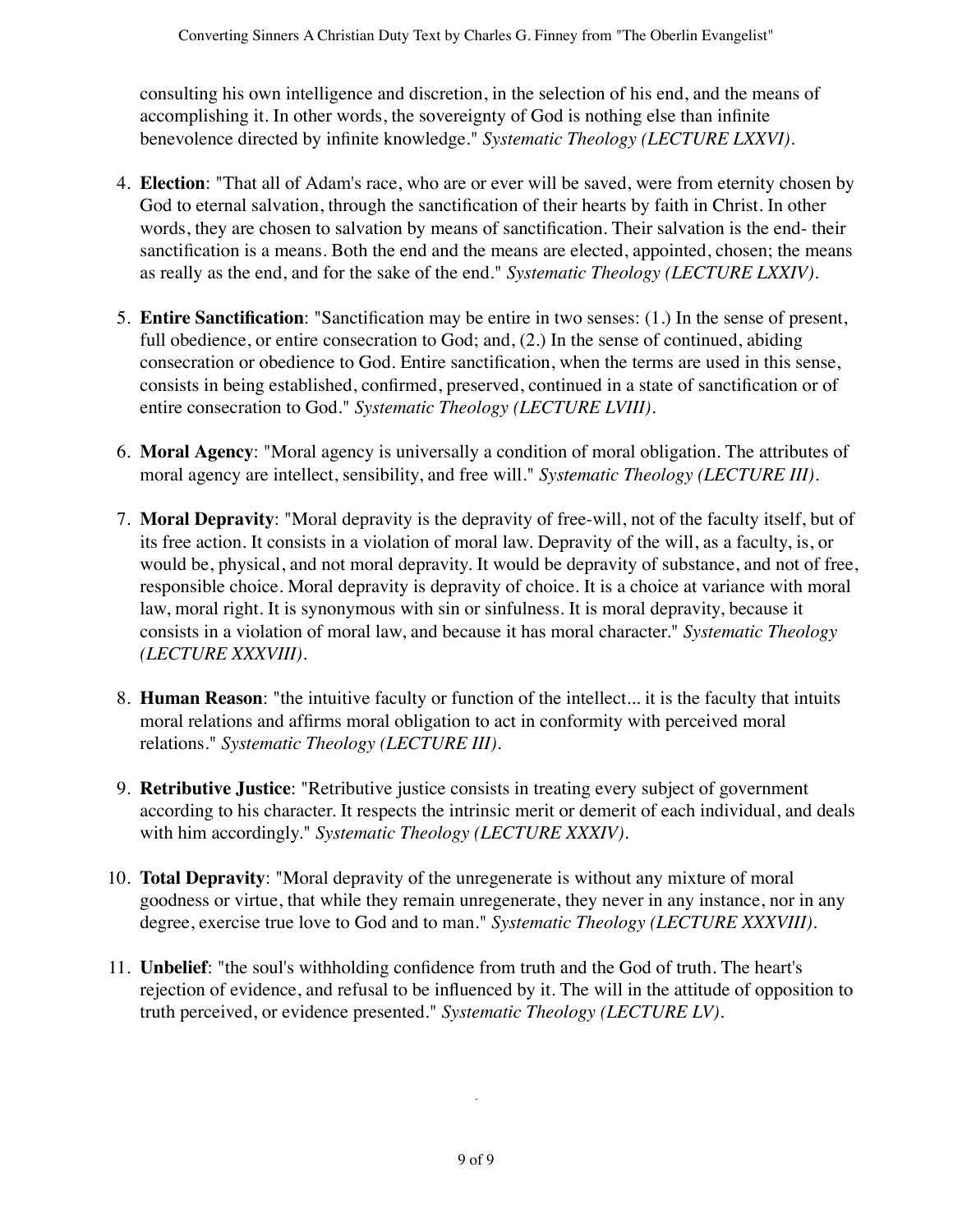consulting his own intelligence and discretion, in the selection of his end, and the means of accomplishing it. In other words, the sovereignty of God is nothing else than infinite benevolence directed by infinite knowledge." *Systematic Theology (LECTURE LXXVI).*

4. **Election**: "That all of Adam's race, who are or ever will be saved, were from eternity chosen by God to eternal salvation, through the sanctification of their hearts by faith in Christ. In other words, they are chosen to salvation by means of sanctification. Their salvation is the end- their sanctification is a means. Both the end and the means are elected, appointed, chosen; the means as really as the end, and for the sake of the end." *Systematic Theology (LECTURE LXXIV).*

5. **Entire Sanctification**: "Sanctification may be entire in two senses: (1.) In the sense of present, full obedience, or entire consecration to God; and, (2.) In the sense of continued, abiding consecration or obedience to God. Entire sanctification, when the terms are used in this sense, consists in being established, confirmed, preserved, continued in a state of sanctification or of entire consecration to God." *Systematic Theology (LECTURE LVIII).*

6. **Moral Agency**: "Moral agency is universally a condition of moral obligation. The attributes of moral agency are intellect, sensibility, and free will." *Systematic Theology (LECTURE III).*

7. **Moral Depravity**: "Moral depravity is the depravity of free-will, not of the faculty itself, but of its free action. It consists in a violation of moral law. Depravity of the will, as a faculty, is, or would be, physical, and not moral depravity. It would be depravity of substance, and not of free, responsible choice. Moral depravity is depravity of choice. It is a choice at variance with moral law, moral right. It is synonymous with sin or sinfulness. It is moral depravity, because it consists in a violation of moral law, and because it has moral character." *Systematic Theology (LECTURE XXXVIII).*

8. **Human Reason**: "the intuitive faculty or function of the intellect... it is the faculty that intuits moral relations and affirms moral obligation to act in conformity with perceived moral relations." *Systematic Theology (LECTURE III).*

9. **Retributive Justice**: "Retributive justice consists in treating every subject of government according to his character. It respects the intrinsic merit or demerit of each individual, and deals with him accordingly." *Systematic Theology (LECTURE XXXIV).*

10. **Total Depravity**: "Moral depravity of the unregenerate is without any mixture of moral goodness or virtue, that while they remain unregenerate, they never in any instance, nor in any degree, exercise true love to God and to man." *Systematic Theology (LECTURE XXXVIII).*

11. **Unbelief**: "the soul's withholding confidence from truth and the God of truth. The heart's rejection of evidence, and refusal to be influenced by it. The will in the attitude of opposition to truth perceived, or evidence presented." *Systematic Theology (LECTURE LV).*